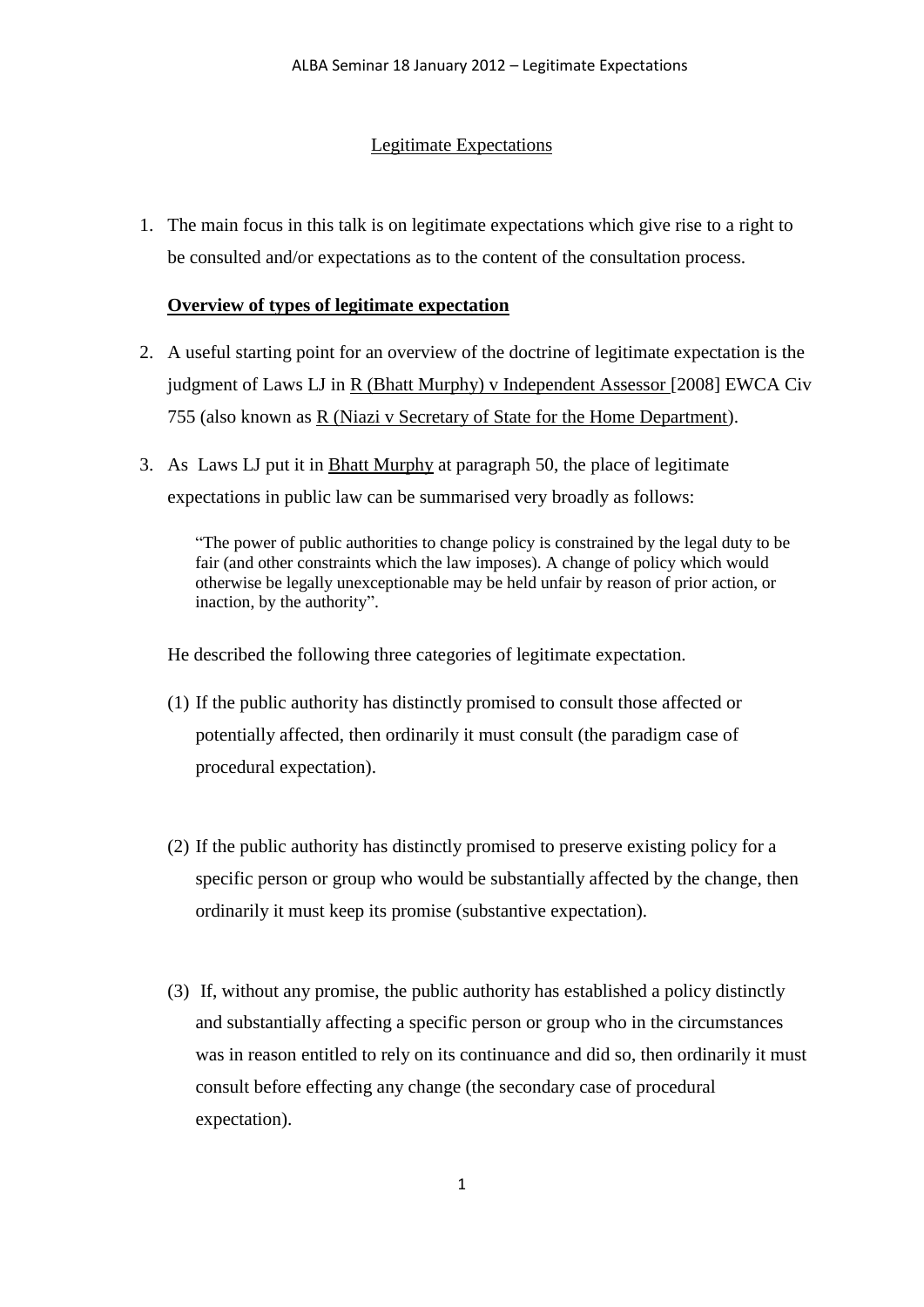# Legitimate Expectations

1. The main focus in this talk is on legitimate expectations which give rise to a right to be consulted and/or expectations as to the content of the consultation process.

## **Overview of types of legitimate expectation**

2. A useful starting point for an overview of the doctrine of legitimate expectation is the judgment of Laws LJ in R (Bhatt Murphy) v Independent Assessor [2008] EWCA Civ 755 (also known as R (Niazi v Secretary of State for the Home Department).

3. As Laws LJ put it in Bhatt Murphy at paragraph 50, the place of legitimate expectations in public law can be summarised very broadly as follows:

   > "The power of public authorities to change policy is constrained by the legal duty to be fair (and other constraints which the law imposes). A change of policy which would otherwise be legally unexceptionable may be held unfair by reason of prior action, or inaction, by the authority".

   He described the following three categories of legitimate expectation.

   (1) If the public authority has distinctly promised to consult those affected or potentially affected, then ordinarily it must consult (the paradigm case of procedural expectation).

   (2) If the public authority has distinctly promised to preserve existing policy for a specific person or group who would be substantially affected by the change, then ordinarily it must keep its promise (substantive expectation).

   (3) If, without any promise, the public authority has established a policy distinctly and substantially affecting a specific person or group who in the circumstances was in reason entitled to rely on its continuance and did so, then ordinarily it must consult before effecting any change (the secondary case of procedural expectation).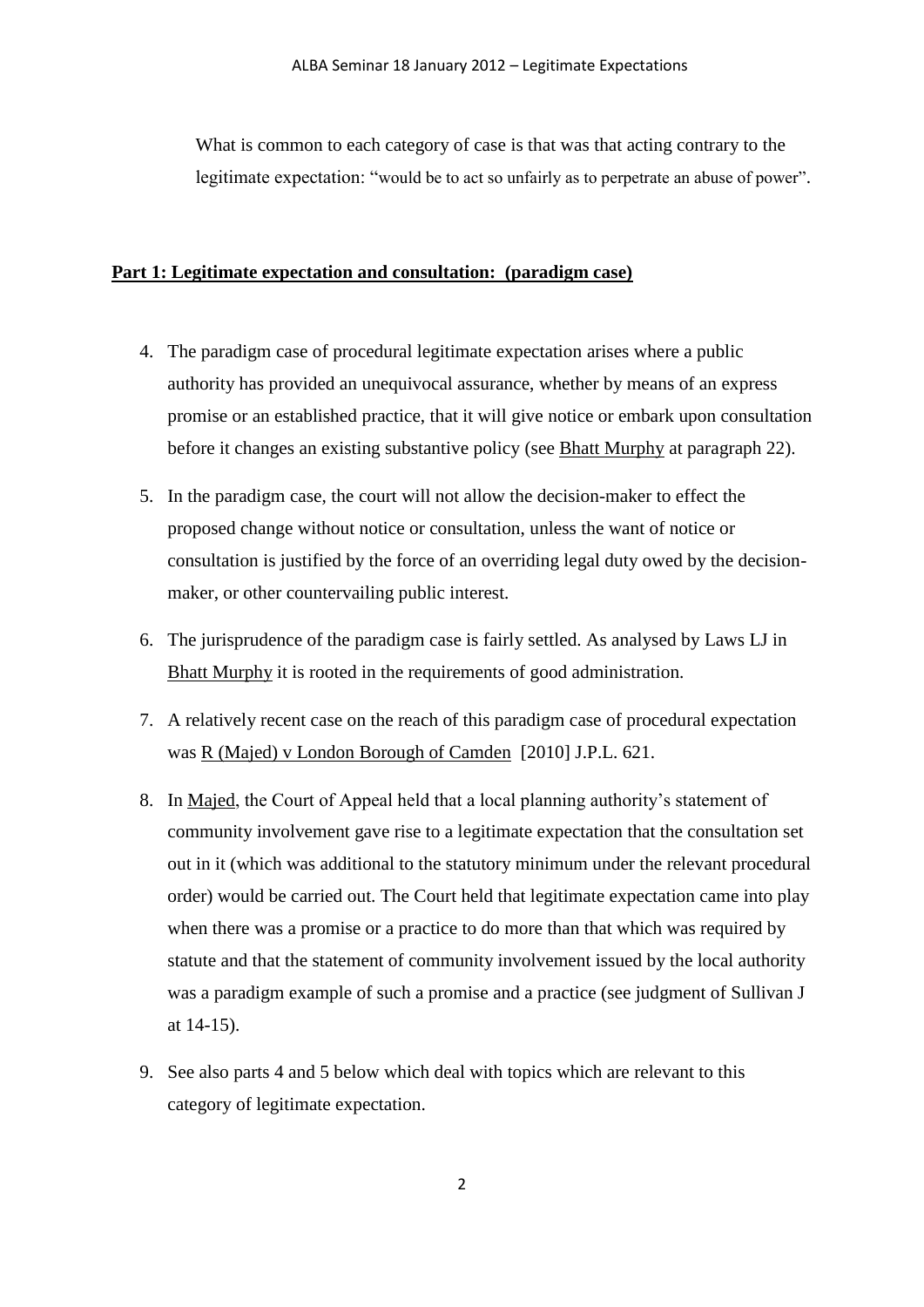What is common to each category of case is that was that acting contrary to the legitimate expectation: "would be to act so unfairly as to perpetrate an abuse of power".

## Part 1: Legitimate expectation and consultation: (paradigm case)

4. The paradigm case of procedural legitimate expectation arises where a public authority has provided an unequivocal assurance, whether by means of an express promise or an established practice, that it will give notice or embark upon consultation before it changes an existing substantive policy (see Bhatt Murphy at paragraph 22).

5. In the paradigm case, the court will not allow the decision-maker to effect the proposed change without notice or consultation, unless the want of notice or consultation is justified by the force of an overriding legal duty owed by the decision-maker, or other countervailing public interest.

6. The jurisprudence of the paradigm case is fairly settled. As analysed by Laws LJ in Bhatt Murphy it is rooted in the requirements of good administration.

7. A relatively recent case on the reach of this paradigm case of procedural expectation was R (Majed) v London Borough of Camden [2010] J.P.L. 621.

8. In Majed, the Court of Appeal held that a local planning authority's statement of community involvement gave rise to a legitimate expectation that the consultation set out in it (which was additional to the statutory minimum under the relevant procedural order) would be carried out. The Court held that legitimate expectation came into play when there was a promise or a practice to do more than that which was required by statute and that the statement of community involvement issued by the local authority was a paradigm example of such a promise and a practice (see judgment of Sullivan J at 14-15).

9. See also parts 4 and 5 below which deal with topics which are relevant to this category of legitimate expectation.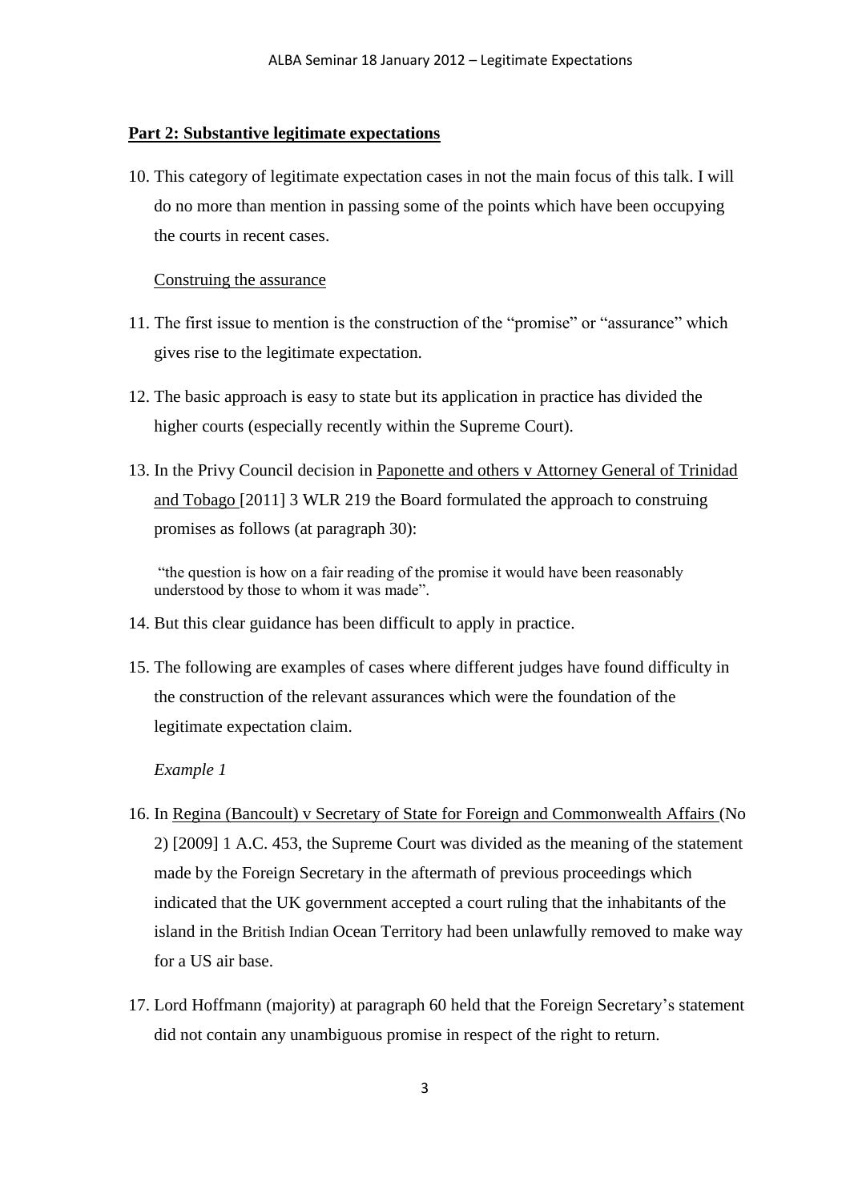## Part 2: Substantive legitimate expectations

10. This category of legitimate expectation cases in not the main focus of this talk. I will do no more than mention in passing some of the points which have been occupying the courts in recent cases.

### Construing the assurance

11. The first issue to mention is the construction of the "promise" or "assurance" which gives rise to the legitimate expectation.

12. The basic approach is easy to state but its application in practice has divided the higher courts (especially recently within the Supreme Court).

13. In the Privy Council decision in Paponette and others v Attorney General of Trinidad and Tobago [2011] 3 WLR 219 the Board formulated the approach to construing promises as follows (at paragraph 30):

> "the question is how on a fair reading of the promise it would have been reasonably understood by those to whom it was made".

14. But this clear guidance has been difficult to apply in practice.

15. The following are examples of cases where different judges have found difficulty in the construction of the relevant assurances which were the foundation of the legitimate expectation claim.

*Example 1*

16. In Regina (Bancoult) v Secretary of State for Foreign and Commonwealth Affairs (No 2) [2009] 1 A.C. 453, the Supreme Court was divided as the meaning of the statement made by the Foreign Secretary in the aftermath of previous proceedings which indicated that the UK government accepted a court ruling that the inhabitants of the island in the British Indian Ocean Territory had been unlawfully removed to make way for a US air base.

17. Lord Hoffmann (majority) at paragraph 60 held that the Foreign Secretary's statement did not contain any unambiguous promise in respect of the right to return.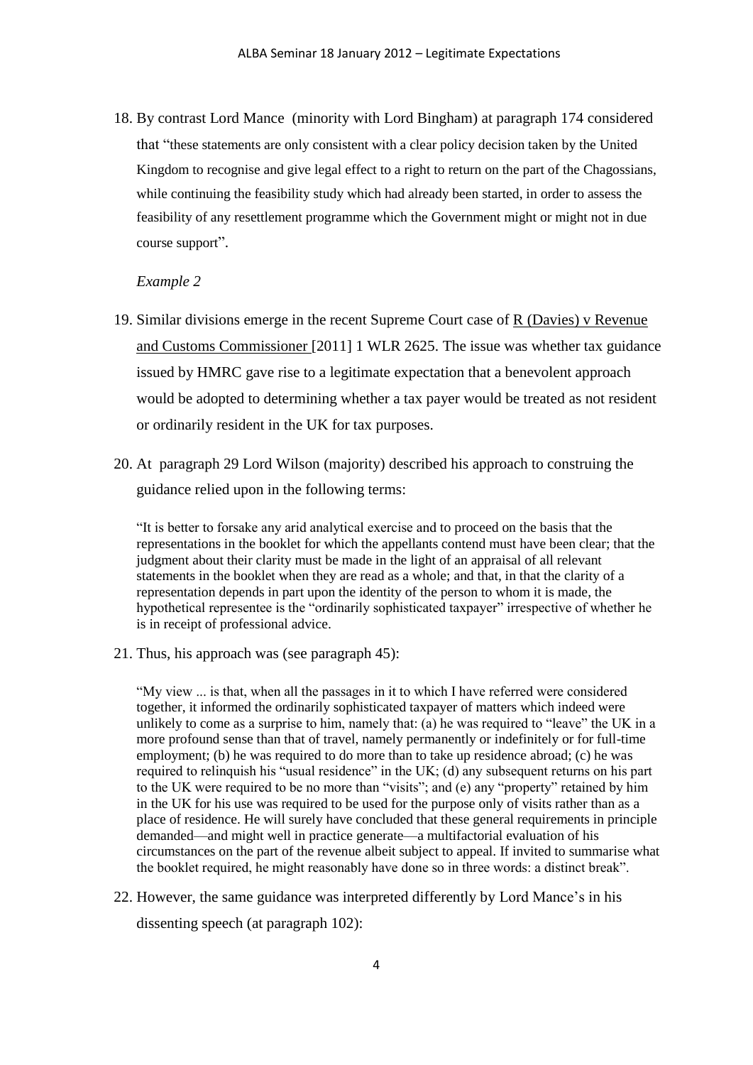18. By contrast Lord Mance (minority with Lord Bingham) at paragraph 174 considered that "these statements are only consistent with a clear policy decision taken by the United Kingdom to recognise and give legal effect to a right to return on the part of the Chagossians, while continuing the feasibility study which had already been started, in order to assess the feasibility of any resettlement programme which the Government might or might not in due course support".

*Example 2*

19. Similar divisions emerge in the recent Supreme Court case of R (Davies) v Revenue and Customs Commissioner [2011] 1 WLR 2625. The issue was whether tax guidance issued by HMRC gave rise to a legitimate expectation that a benevolent approach would be adopted to determining whether a tax payer would be treated as not resident or ordinarily resident in the UK for tax purposes.

20. At paragraph 29 Lord Wilson (majority) described his approach to construing the guidance relied upon in the following terms:

> "It is better to forsake any arid analytical exercise and to proceed on the basis that the representations in the booklet for which the appellants contend must have been clear; that the judgment about their clarity must be made in the light of an appraisal of all relevant statements in the booklet when they are read as a whole; and that, in that the clarity of a representation depends in part upon the identity of the person to whom it is made, the hypothetical representee is the "ordinarily sophisticated taxpayer" irrespective of whether he is in receipt of professional advice.

21. Thus, his approach was (see paragraph 45):

> "My view ... is that, when all the passages in it to which I have referred were considered together, it informed the ordinarily sophisticated taxpayer of matters which indeed were unlikely to come as a surprise to him, namely that: (a) he was required to "leave" the UK in a more profound sense than that of travel, namely permanently or indefinitely or for full-time employment; (b) he was required to do more than to take up residence abroad; (c) he was required to relinquish his "usual residence" in the UK; (d) any subsequent returns on his part to the UK were required to be no more than "visits"; and (e) any "property" retained by him in the UK for his use was required to be used for the purpose only of visits rather than as a place of residence. He will surely have concluded that these general requirements in principle demanded—and might well in practice generate—a multifactorial evaluation of his circumstances on the part of the revenue albeit subject to appeal. If invited to summarise what the booklet required, he might reasonably have done so in three words: a distinct break".

22. However, the same guidance was interpreted differently by Lord Mance's in his dissenting speech (at paragraph 102):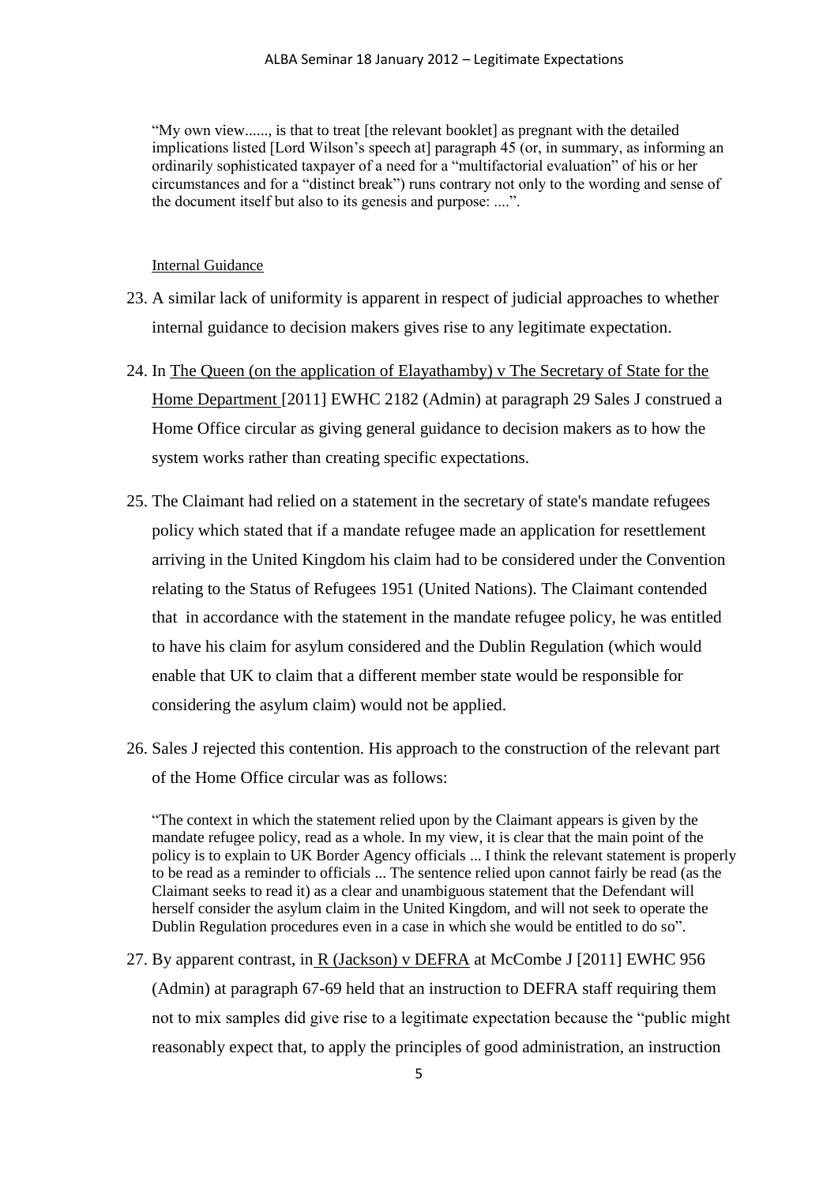"My own view......, is that to treat [the relevant booklet] as pregnant with the detailed implications listed [Lord Wilson's speech at] paragraph 45 (or, in summary, as informing an ordinarily sophisticated taxpayer of a need for a "multifactorial evaluation" of his or her circumstances and for a "distinct break") runs contrary not only to the wording and sense of the document itself but also to its genesis and purpose: ....".

Internal Guidance

23. A similar lack of uniformity is apparent in respect of judicial approaches to whether internal guidance to decision makers gives rise to any legitimate expectation.

24. In The Queen (on the application of Elayathamby) v The Secretary of State for the Home Department [2011] EWHC 2182 (Admin) at paragraph 29 Sales J construed a Home Office circular as giving general guidance to decision makers as to how the system works rather than creating specific expectations.

25. The Claimant had relied on a statement in the secretary of state's mandate refugees policy which stated that if a mandate refugee made an application for resettlement arriving in the United Kingdom his claim had to be considered under the Convention relating to the Status of Refugees 1951 (United Nations). The Claimant contended that in accordance with the statement in the mandate refugee policy, he was entitled to have his claim for asylum considered and the Dublin Regulation (which would enable that UK to claim that a different member state would be responsible for considering the asylum claim) would not be applied.

26. Sales J rejected this contention. His approach to the construction of the relevant part of the Home Office circular was as follows:

"The context in which the statement relied upon by the Claimant appears is given by the mandate refugee policy, read as a whole. In my view, it is clear that the main point of the policy is to explain to UK Border Agency officials ... I think the relevant statement is properly to be read as a reminder to officials ... The sentence relied upon cannot fairly be read (as the Claimant seeks to read it) as a clear and unambiguous statement that the Defendant will herself consider the asylum claim in the United Kingdom, and will not seek to operate the Dublin Regulation procedures even in a case in which she would be entitled to do so".

27. By apparent contrast, in R (Jackson) v DEFRA at McCombe J [2011] EWHC 956 (Admin) at paragraph 67-69 held that an instruction to DEFRA staff requiring them not to mix samples did give rise to a legitimate expectation because the "public might reasonably expect that, to apply the principles of good administration, an instruction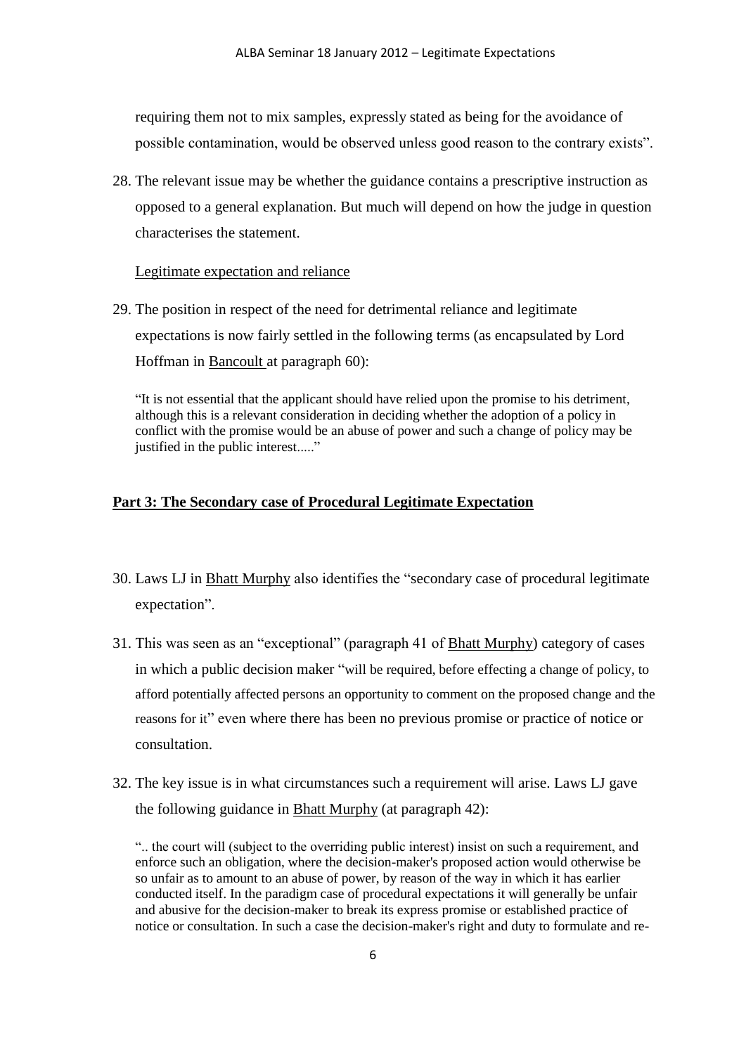requiring them not to mix samples, expressly stated as being for the avoidance of possible contamination, would be observed unless good reason to the contrary exists".

28. The relevant issue may be whether the guidance contains a prescriptive instruction as opposed to a general explanation. But much will depend on how the judge in question characterises the statement.

Legitimate expectation and reliance

29. The position in respect of the need for detrimental reliance and legitimate expectations is now fairly settled in the following terms (as encapsulated by Lord Hoffman in Bancoult at paragraph 60):

> "It is not essential that the applicant should have relied upon the promise to his detriment, although this is a relevant consideration in deciding whether the adoption of a policy in conflict with the promise would be an abuse of power and such a change of policy may be justified in the public interest....."

## Part 3: The Secondary case of Procedural Legitimate Expectation

30. Laws LJ in Bhatt Murphy also identifies the "secondary case of procedural legitimate expectation".

31. This was seen as an "exceptional" (paragraph 41 of Bhatt Murphy) category of cases in which a public decision maker "will be required, before effecting a change of policy, to afford potentially affected persons an opportunity to comment on the proposed change and the reasons for it" even where there has been no previous promise or practice of notice or consultation.

32. The key issue is in what circumstances such a requirement will arise. Laws LJ gave the following guidance in Bhatt Murphy (at paragraph 42):

> ".. the court will (subject to the overriding public interest) insist on such a requirement, and enforce such an obligation, where the decision-maker's proposed action would otherwise be so unfair as to amount to an abuse of power, by reason of the way in which it has earlier conducted itself. In the paradigm case of procedural expectations it will generally be unfair and abusive for the decision-maker to break its express promise or established practice of notice or consultation. In such a case the decision-maker's right and duty to formulate and re-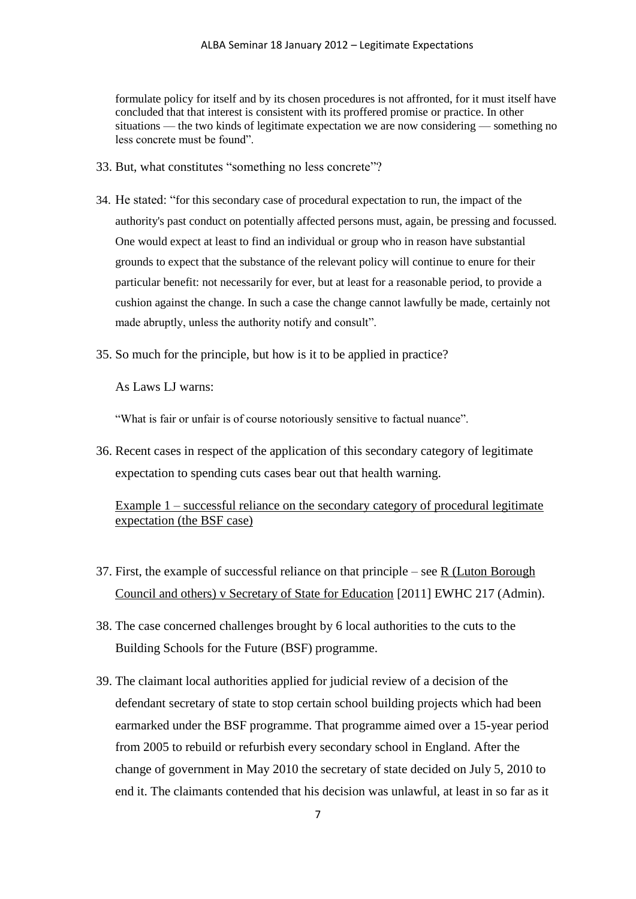formulate policy for itself and by its chosen procedures is not affronted, for it must itself have concluded that that interest is consistent with its proffered promise or practice. In other situations — the two kinds of legitimate expectation we are now considering — something no less concrete must be found".

33. But, what constitutes "something no less concrete"?

34. He stated: "for this secondary case of procedural expectation to run, the impact of the authority's past conduct on potentially affected persons must, again, be pressing and focussed. One would expect at least to find an individual or group who in reason have substantial grounds to expect that the substance of the relevant policy will continue to enure for their particular benefit: not necessarily for ever, but at least for a reasonable period, to provide a cushion against the change. In such a case the change cannot lawfully be made, certainly not made abruptly, unless the authority notify and consult".

35. So much for the principle, but how is it to be applied in practice?

    As Laws LJ warns:

    "What is fair or unfair is of course notoriously sensitive to factual nuance".

36. Recent cases in respect of the application of this secondary category of legitimate expectation to spending cuts cases bear out that health warning.

<u>Example 1 – successful reliance on the secondary category of procedural legitimate expectation (the BSF case)</u>

37. First, the example of successful reliance on that principle – see <u>R (Luton Borough Council and others) v Secretary of State for Education</u> [2011] EWHC 217 (Admin).

38. The case concerned challenges brought by 6 local authorities to the cuts to the Building Schools for the Future (BSF) programme.

39. The claimant local authorities applied for judicial review of a decision of the defendant secretary of state to stop certain school building projects which had been earmarked under the BSF programme. That programme aimed over a 15-year period from 2005 to rebuild or refurbish every secondary school in England. After the change of government in May 2010 the secretary of state decided on July 5, 2010 to end it. The claimants contended that his decision was unlawful, at least in so far as it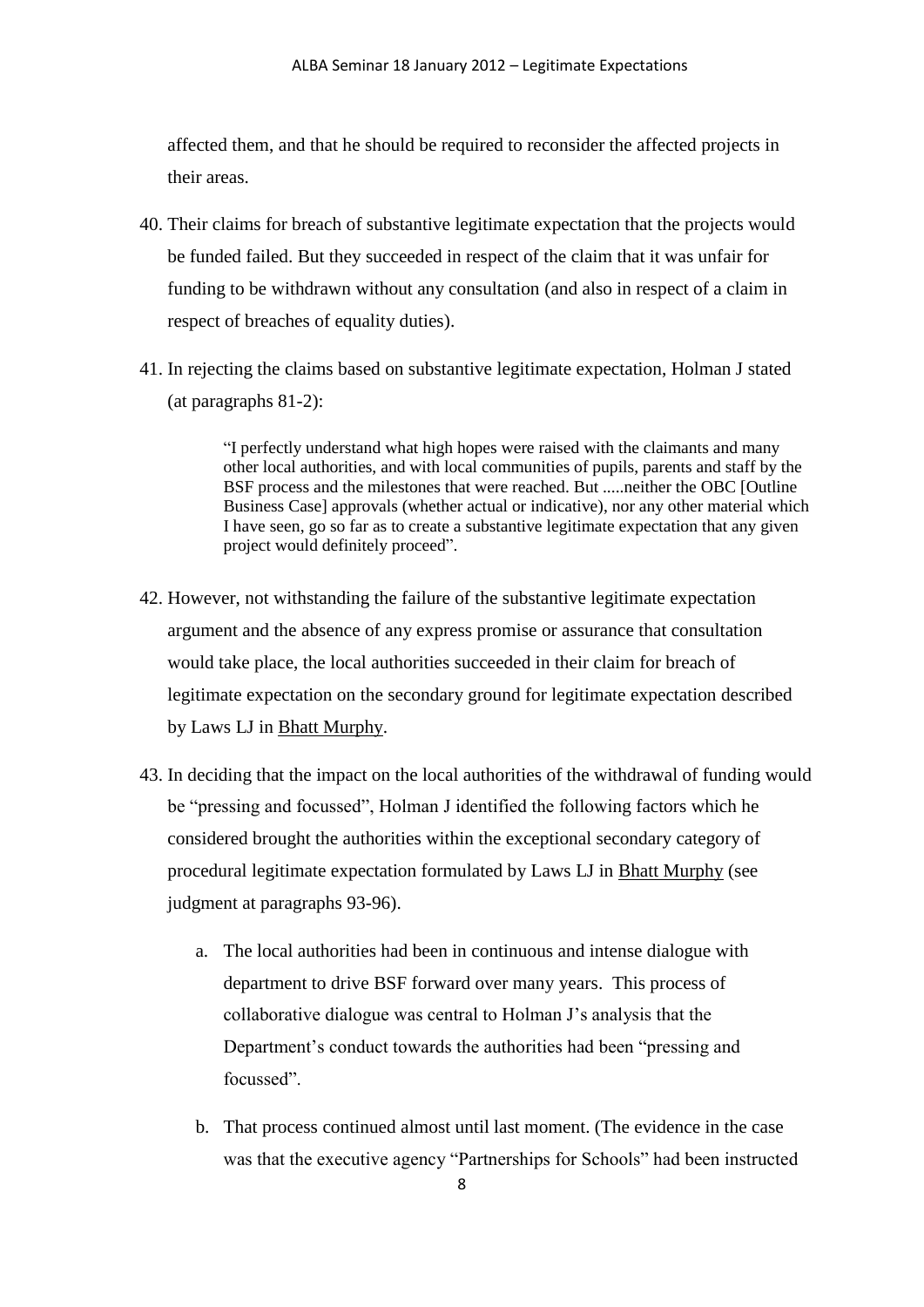affected them, and that he should be required to reconsider the affected projects in their areas.

40. Their claims for breach of substantive legitimate expectation that the projects would be funded failed. But they succeeded in respect of the claim that it was unfair for funding to be withdrawn without any consultation (and also in respect of a claim in respect of breaches of equality duties).

41. In rejecting the claims based on substantive legitimate expectation, Holman J stated (at paragraphs 81-2):

> "I perfectly understand what high hopes were raised with the claimants and many other local authorities, and with local communities of pupils, parents and staff by the BSF process and the milestones that were reached. But .....neither the OBC [Outline Business Case] approvals (whether actual or indicative), nor any other material which I have seen, go so far as to create a substantive legitimate expectation that any given project would definitely proceed".

42. However, not withstanding the failure of the substantive legitimate expectation argument and the absence of any express promise or assurance that consultation would take place, the local authorities succeeded in their claim for breach of legitimate expectation on the secondary ground for legitimate expectation described by Laws LJ in Bhatt Murphy.

43. In deciding that the impact on the local authorities of the withdrawal of funding would be "pressing and focussed", Holman J identified the following factors which he considered brought the authorities within the exceptional secondary category of procedural legitimate expectation formulated by Laws LJ in Bhatt Murphy (see judgment at paragraphs 93-96).

    a. The local authorities had been in continuous and intense dialogue with department to drive BSF forward over many years. This process of collaborative dialogue was central to Holman J's analysis that the Department's conduct towards the authorities had been "pressing and focussed".

    b. That process continued almost until last moment. (The evidence in the case was that the executive agency "Partnerships for Schools" had been instructed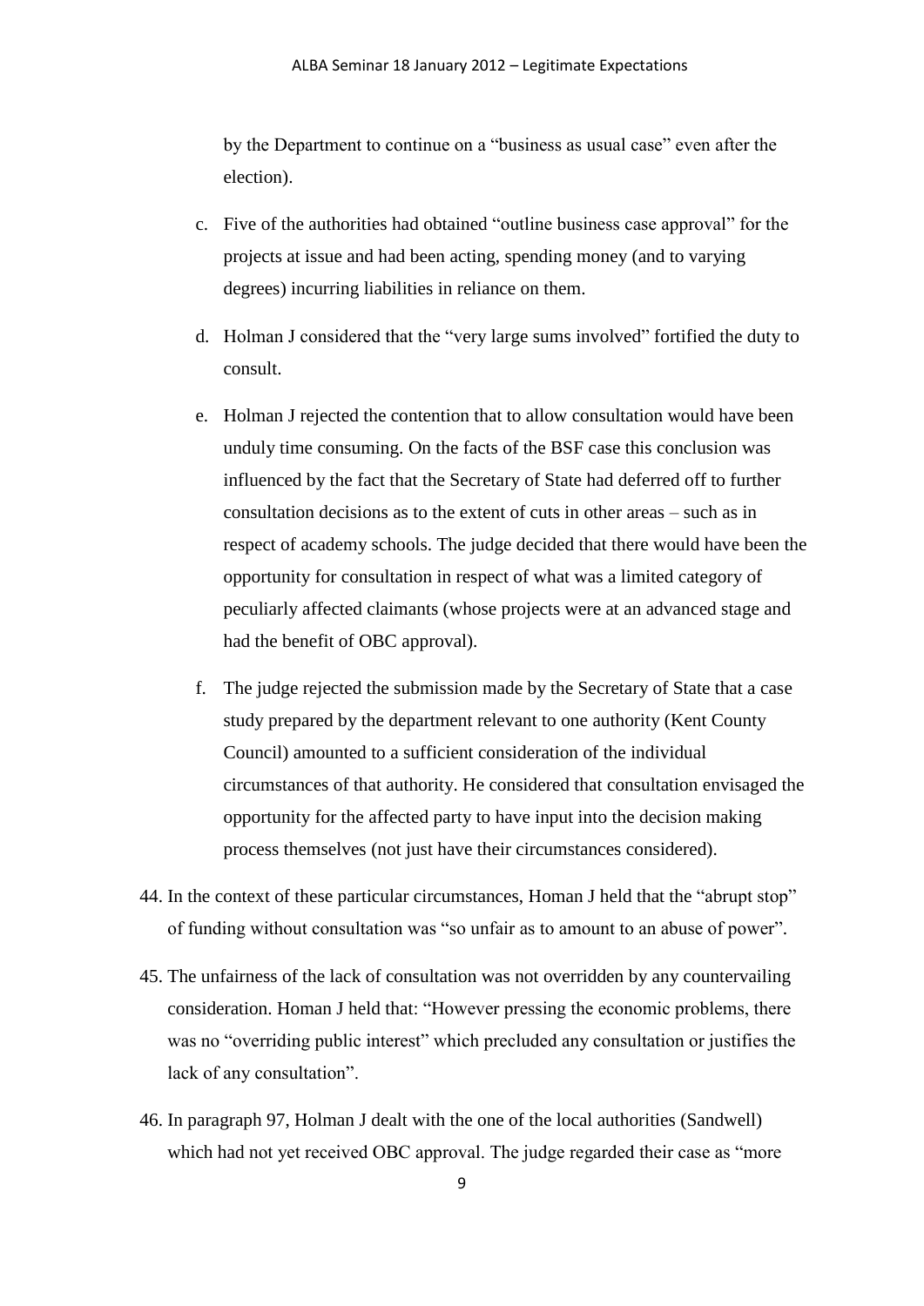by the Department to continue on a "business as usual case" even after the election).

c. Five of the authorities had obtained "outline business case approval" for the projects at issue and had been acting, spending money (and to varying degrees) incurring liabilities in reliance on them.

d. Holman J considered that the "very large sums involved" fortified the duty to consult.

e. Holman J rejected the contention that to allow consultation would have been unduly time consuming. On the facts of the BSF case this conclusion was influenced by the fact that the Secretary of State had deferred off to further consultation decisions as to the extent of cuts in other areas – such as in respect of academy schools. The judge decided that there would have been the opportunity for consultation in respect of what was a limited category of peculiarly affected claimants (whose projects were at an advanced stage and had the benefit of OBC approval).

f. The judge rejected the submission made by the Secretary of State that a case study prepared by the department relevant to one authority (Kent County Council) amounted to a sufficient consideration of the individual circumstances of that authority. He considered that consultation envisaged the opportunity for the affected party to have input into the decision making process themselves (not just have their circumstances considered).

44. In the context of these particular circumstances, Homan J held that the "abrupt stop" of funding without consultation was "so unfair as to amount to an abuse of power".

45. The unfairness of the lack of consultation was not overridden by any countervailing consideration. Homan J held that: "However pressing the economic problems, there was no "overriding public interest" which precluded any consultation or justifies the lack of any consultation".

46. In paragraph 97, Holman J dealt with the one of the local authorities (Sandwell) which had not yet received OBC approval. The judge regarded their case as "more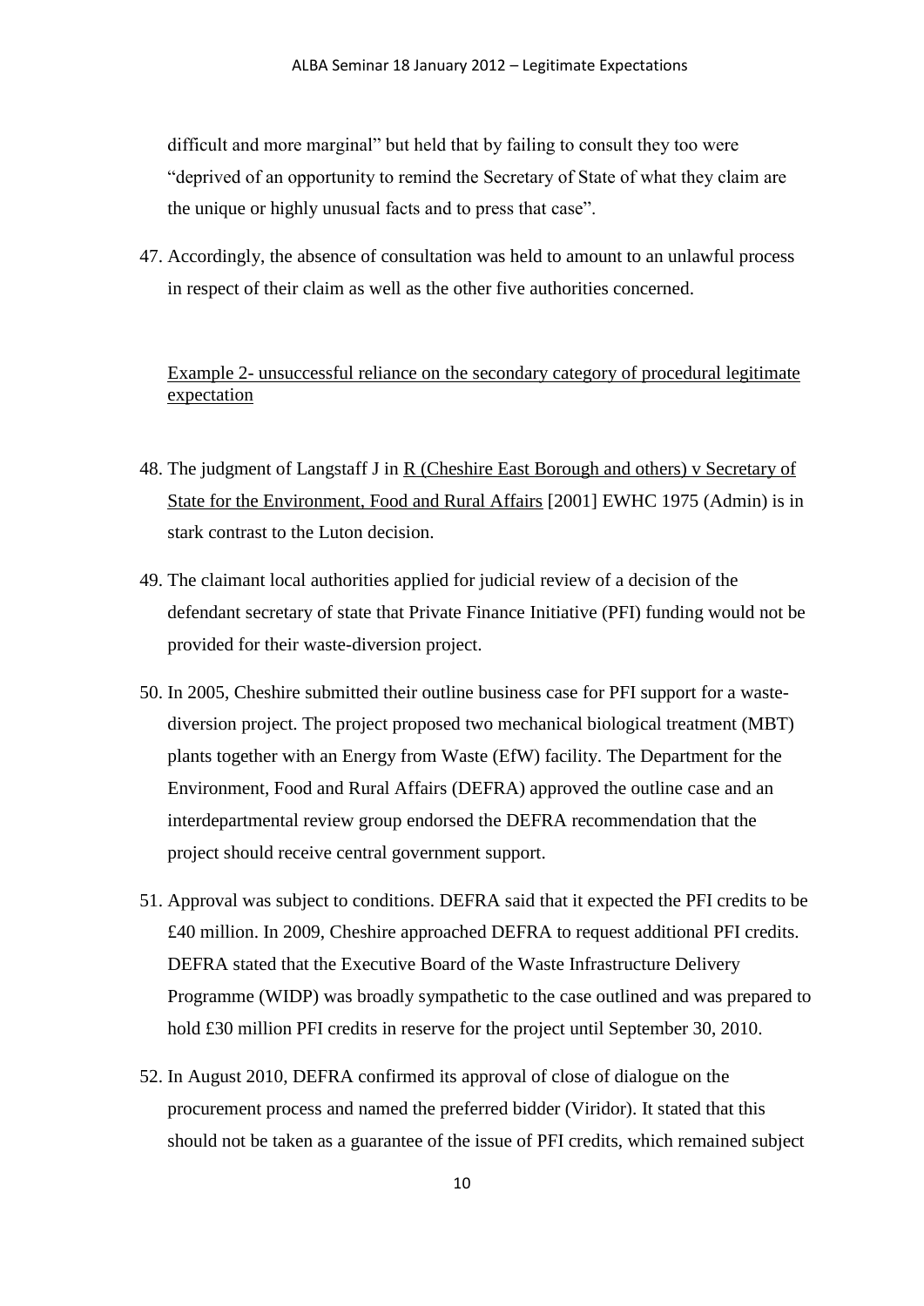difficult and more marginal" but held that by failing to consult they too were "deprived of an opportunity to remind the Secretary of State of what they claim are the unique or highly unusual facts and to press that case".

47. Accordingly, the absence of consultation was held to amount to an unlawful process in respect of their claim as well as the other five authorities concerned.

Example 2- unsuccessful reliance on the secondary category of procedural legitimate expectation

48. The judgment of Langstaff J in R (Cheshire East Borough and others) v Secretary of State for the Environment, Food and Rural Affairs [2001] EWHC 1975 (Admin) is in stark contrast to the Luton decision.

49. The claimant local authorities applied for judicial review of a decision of the defendant secretary of state that Private Finance Initiative (PFI) funding would not be provided for their waste-diversion project.

50. In 2005, Cheshire submitted their outline business case for PFI support for a waste-diversion project. The project proposed two mechanical biological treatment (MBT) plants together with an Energy from Waste (EfW) facility. The Department for the Environment, Food and Rural Affairs (DEFRA) approved the outline case and an interdepartmental review group endorsed the DEFRA recommendation that the project should receive central government support.

51. Approval was subject to conditions. DEFRA said that it expected the PFI credits to be £40 million. In 2009, Cheshire approached DEFRA to request additional PFI credits. DEFRA stated that the Executive Board of the Waste Infrastructure Delivery Programme (WIDP) was broadly sympathetic to the case outlined and was prepared to hold £30 million PFI credits in reserve for the project until September 30, 2010.

52. In August 2010, DEFRA confirmed its approval of close of dialogue on the procurement process and named the preferred bidder (Viridor). It stated that this should not be taken as a guarantee of the issue of PFI credits, which remained subject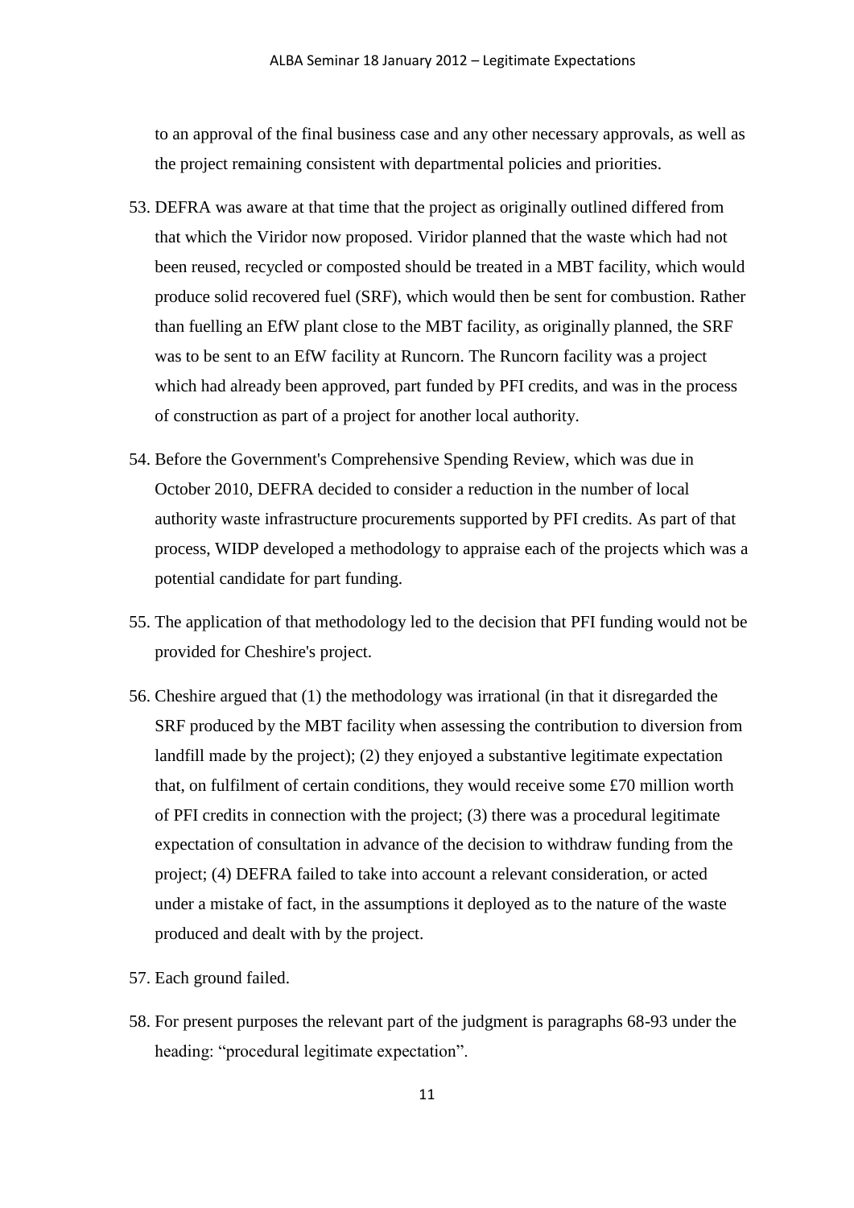to an approval of the final business case and any other necessary approvals, as well as the project remaining consistent with departmental policies and priorities.

53. DEFRA was aware at that time that the project as originally outlined differed from that which the Viridor now proposed. Viridor planned that the waste which had not been reused, recycled or composted should be treated in a MBT facility, which would produce solid recovered fuel (SRF), which would then be sent for combustion. Rather than fuelling an EfW plant close to the MBT facility, as originally planned, the SRF was to be sent to an EfW facility at Runcorn. The Runcorn facility was a project which had already been approved, part funded by PFI credits, and was in the process of construction as part of a project for another local authority.

54. Before the Government's Comprehensive Spending Review, which was due in October 2010, DEFRA decided to consider a reduction in the number of local authority waste infrastructure procurements supported by PFI credits. As part of that process, WIDP developed a methodology to appraise each of the projects which was a potential candidate for part funding.

55. The application of that methodology led to the decision that PFI funding would not be provided for Cheshire's project.

56. Cheshire argued that (1) the methodology was irrational (in that it disregarded the SRF produced by the MBT facility when assessing the contribution to diversion from landfill made by the project); (2) they enjoyed a substantive legitimate expectation that, on fulfilment of certain conditions, they would receive some £70 million worth of PFI credits in connection with the project; (3) there was a procedural legitimate expectation of consultation in advance of the decision to withdraw funding from the project; (4) DEFRA failed to take into account a relevant consideration, or acted under a mistake of fact, in the assumptions it deployed as to the nature of the waste produced and dealt with by the project.

57. Each ground failed.

58. For present purposes the relevant part of the judgment is paragraphs 68-93 under the heading: “procedural legitimate expectation”.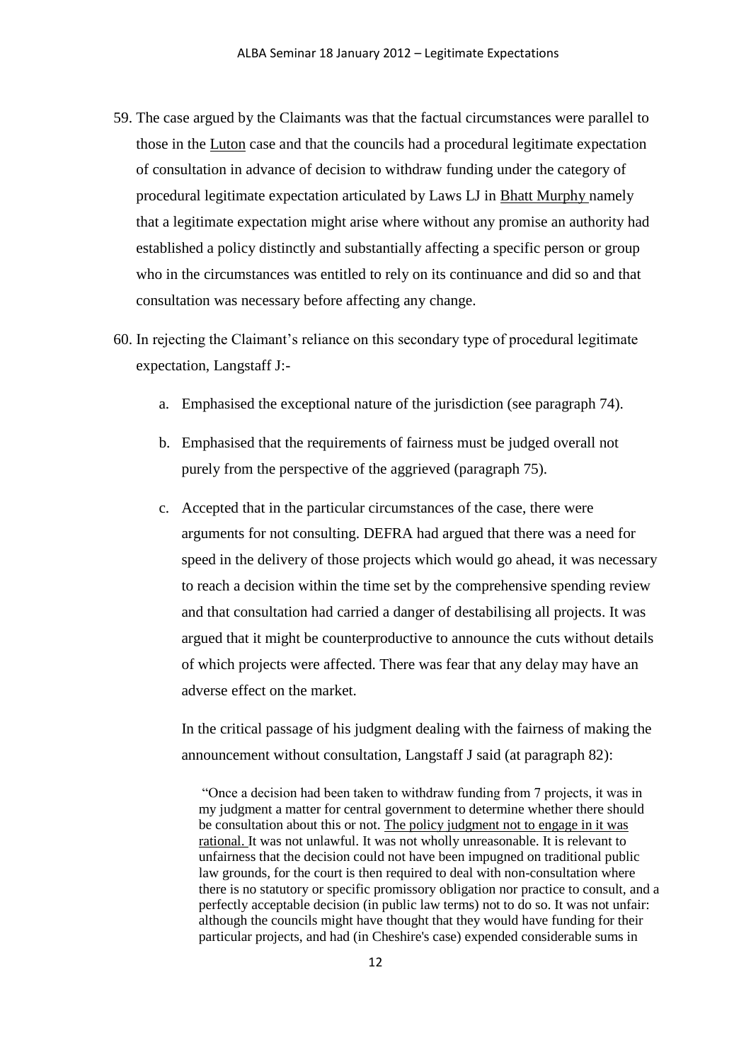59. The case argued by the Claimants was that the factual circumstances were parallel to those in the Luton case and that the councils had a procedural legitimate expectation of consultation in advance of decision to withdraw funding under the category of procedural legitimate expectation articulated by Laws LJ in Bhatt Murphy namely that a legitimate expectation might arise where without any promise an authority had established a policy distinctly and substantially affecting a specific person or group who in the circumstances was entitled to rely on its continuance and did so and that consultation was necessary before affecting any change.

60. In rejecting the Claimant's reliance on this secondary type of procedural legitimate expectation, Langstaff J:-

    a. Emphasised the exceptional nature of the jurisdiction (see paragraph 74).

    b. Emphasised that the requirements of fairness must be judged overall not purely from the perspective of the aggrieved (paragraph 75).

    c. Accepted that in the particular circumstances of the case, there were arguments for not consulting. DEFRA had argued that there was a need for speed in the delivery of those projects which would go ahead, it was necessary to reach a decision within the time set by the comprehensive spending review and that consultation had carried a danger of destabilising all projects. It was argued that it might be counterproductive to announce the cuts without details of which projects were affected. There was fear that any delay may have an adverse effect on the market.

    In the critical passage of his judgment dealing with the fairness of making the announcement without consultation, Langstaff J said (at paragraph 82):

    > "Once a decision had been taken to withdraw funding from 7 projects, it was in my judgment a matter for central government to determine whether there should be consultation about this or not. The policy judgment not to engage in it was rational. It was not unlawful. It was not wholly unreasonable. It is relevant to unfairness that the decision could not have been impugned on traditional public law grounds, for the court is then required to deal with non-consultation where there is no statutory or specific promissory obligation nor practice to consult, and a perfectly acceptable decision (in public law terms) not to do so. It was not unfair: although the councils might have thought that they would have funding for their particular projects, and had (in Cheshire's case) expended considerable sums in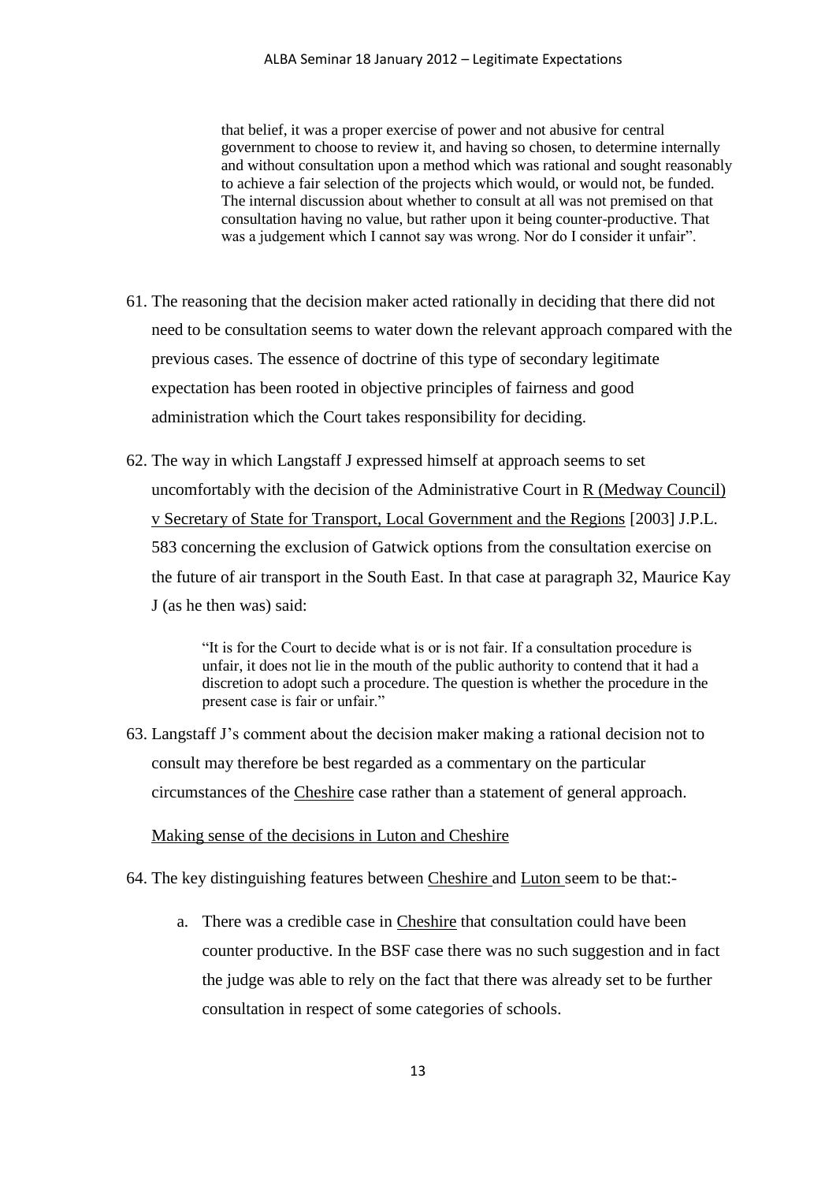that belief, it was a proper exercise of power and not abusive for central government to choose to review it, and having so chosen, to determine internally and without consultation upon a method which was rational and sought reasonably to achieve a fair selection of the projects which would, or would not, be funded. The internal discussion about whether to consult at all was not premised on that consultation having no value, but rather upon it being counter-productive. That was a judgement which I cannot say was wrong. Nor do I consider it unfair".

61. The reasoning that the decision maker acted rationally in deciding that there did not need to be consultation seems to water down the relevant approach compared with the previous cases. The essence of doctrine of this type of secondary legitimate expectation has been rooted in objective principles of fairness and good administration which the Court takes responsibility for deciding.

62. The way in which Langstaff J expressed himself at approach seems to set uncomfortably with the decision of the Administrative Court in R (Medway Council) v Secretary of State for Transport, Local Government and the Regions [2003] J.P.L. 583 concerning the exclusion of Gatwick options from the consultation exercise on the future of air transport in the South East. In that case at paragraph 32, Maurice Kay J (as he then was) said:

> "It is for the Court to decide what is or is not fair. If a consultation procedure is unfair, it does not lie in the mouth of the public authority to contend that it had a discretion to adopt such a procedure. The question is whether the procedure in the present case is fair or unfair."

63. Langstaff J's comment about the decision maker making a rational decision not to consult may therefore be best regarded as a commentary on the particular circumstances of the Cheshire case rather than a statement of general approach.

Making sense of the decisions in Luton and Cheshire

64. The key distinguishing features between Cheshire and Luton seem to be that:-

    a. There was a credible case in Cheshire that consultation could have been counter productive. In the BSF case there was no such suggestion and in fact the judge was able to rely on the fact that there was already set to be further consultation in respect of some categories of schools.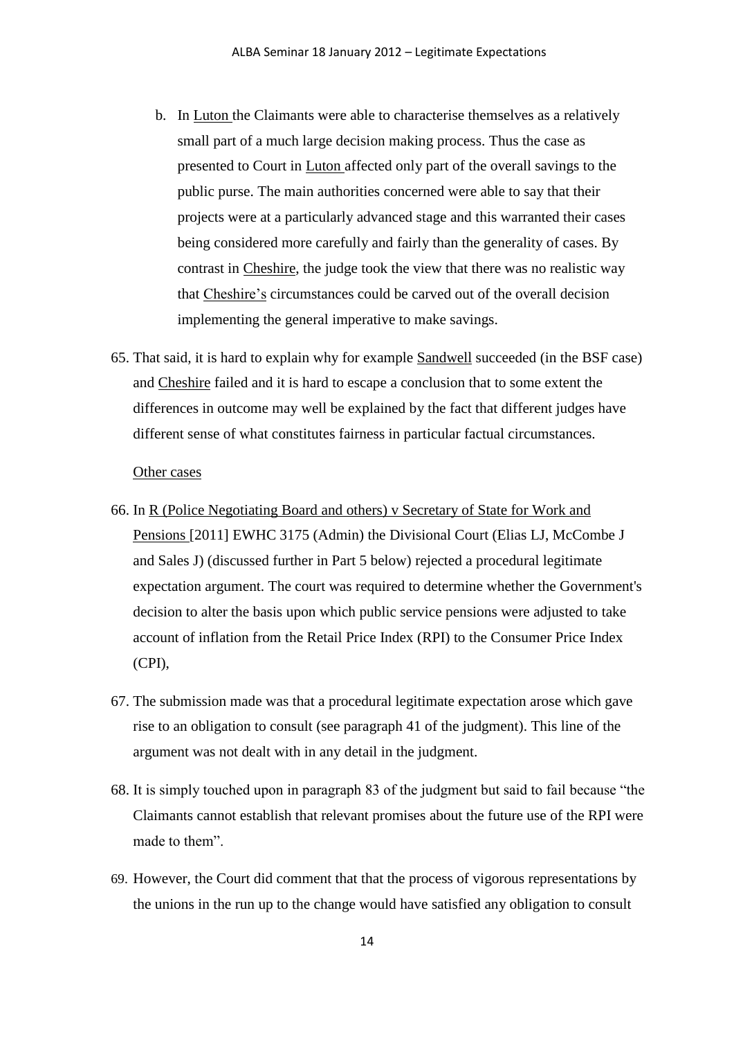b. In Luton the Claimants were able to characterise themselves as a relatively small part of a much large decision making process. Thus the case as presented to Court in Luton affected only part of the overall savings to the public purse. The main authorities concerned were able to say that their projects were at a particularly advanced stage and this warranted their cases being considered more carefully and fairly than the generality of cases. By contrast in Cheshire, the judge took the view that there was no realistic way that Cheshire's circumstances could be carved out of the overall decision implementing the general imperative to make savings.

65. That said, it is hard to explain why for example Sandwell succeeded (in the BSF case) and Cheshire failed and it is hard to escape a conclusion that to some extent the differences in outcome may well be explained by the fact that different judges have different sense of what constitutes fairness in particular factual circumstances.

Other cases

66. In R (Police Negotiating Board and others) v Secretary of State for Work and Pensions [2011] EWHC 3175 (Admin) the Divisional Court (Elias LJ, McCombe J and Sales J) (discussed further in Part 5 below) rejected a procedural legitimate expectation argument. The court was required to determine whether the Government's decision to alter the basis upon which public service pensions were adjusted to take account of inflation from the Retail Price Index (RPI) to the Consumer Price Index (CPI),

67. The submission made was that a procedural legitimate expectation arose which gave rise to an obligation to consult (see paragraph 41 of the judgment). This line of the argument was not dealt with in any detail in the judgment.

68. It is simply touched upon in paragraph 83 of the judgment but said to fail because "the Claimants cannot establish that relevant promises about the future use of the RPI were made to them".

69. However, the Court did comment that that the process of vigorous representations by the unions in the run up to the change would have satisfied any obligation to consult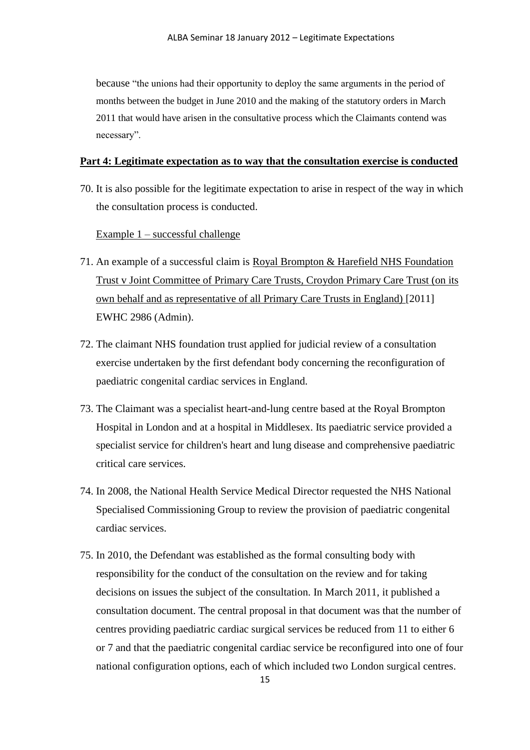because "the unions had their opportunity to deploy the same arguments in the period of months between the budget in June 2010 and the making of the statutory orders in March 2011 that would have arisen in the consultative process which the Claimants contend was necessary".

**Part 4: Legitimate expectation as to way that the consultation exercise is conducted**

70. It is also possible for the legitimate expectation to arise in respect of the way in which the consultation process is conducted.

Example 1 – successful challenge

71. An example of a successful claim is Royal Brompton & Harefield NHS Foundation Trust v Joint Committee of Primary Care Trusts, Croydon Primary Care Trust (on its own behalf and as representative of all Primary Care Trusts in England) [2011] EWHC 2986 (Admin).

72. The claimant NHS foundation trust applied for judicial review of a consultation exercise undertaken by the first defendant body concerning the reconfiguration of paediatric congenital cardiac services in England.

73. The Claimant was a specialist heart-and-lung centre based at the Royal Brompton Hospital in London and at a hospital in Middlesex. Its paediatric service provided a specialist service for children's heart and lung disease and comprehensive paediatric critical care services.

74. In 2008, the National Health Service Medical Director requested the NHS National Specialised Commissioning Group to review the provision of paediatric congenital cardiac services.

75. In 2010, the Defendant was established as the formal consulting body with responsibility for the conduct of the consultation on the review and for taking decisions on issues the subject of the consultation. In March 2011, it published a consultation document. The central proposal in that document was that the number of centres providing paediatric cardiac surgical services be reduced from 11 to either 6 or 7 and that the paediatric congenital cardiac service be reconfigured into one of four national configuration options, each of which included two London surgical centres.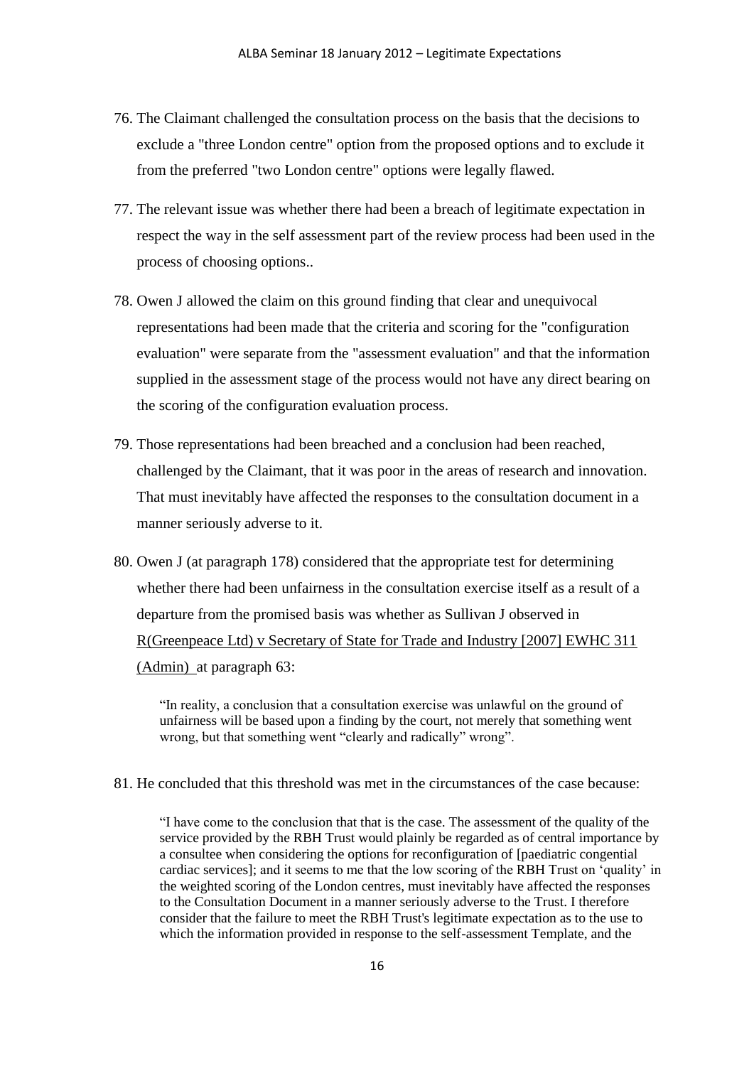76. The Claimant challenged the consultation process on the basis that the decisions to exclude a "three London centre" option from the proposed options and to exclude it from the preferred "two London centre" options were legally flawed.

77. The relevant issue was whether there had been a breach of legitimate expectation in respect the way in the self assessment part of the review process had been used in the process of choosing options..

78. Owen J allowed the claim on this ground finding that clear and unequivocal representations had been made that the criteria and scoring for the "configuration evaluation" were separate from the "assessment evaluation" and that the information supplied in the assessment stage of the process would not have any direct bearing on the scoring of the configuration evaluation process.

79. Those representations had been breached and a conclusion had been reached, challenged by the Claimant, that it was poor in the areas of research and innovation. That must inevitably have affected the responses to the consultation document in a manner seriously adverse to it.

80. Owen J (at paragraph 178) considered that the appropriate test for determining whether there had been unfairness in the consultation exercise itself as a result of a departure from the promised basis was whether as Sullivan J observed in R(Greenpeace Ltd) v Secretary of State for Trade and Industry [2007] EWHC 311 (Admin) at paragraph 63:

> "In reality, a conclusion that a consultation exercise was unlawful on the ground of unfairness will be based upon a finding by the court, not merely that something went wrong, but that something went "clearly and radically" wrong".

81. He concluded that this threshold was met in the circumstances of the case because:

> "I have come to the conclusion that that is the case. The assessment of the quality of the service provided by the RBH Trust would plainly be regarded as of central importance by a consultee when considering the options for reconfiguration of [paediatric congential cardiac services]; and it seems to me that the low scoring of the RBH Trust on 'quality' in the weighted scoring of the London centres, must inevitably have affected the responses to the Consultation Document in a manner seriously adverse to the Trust. I therefore consider that the failure to meet the RBH Trust's legitimate expectation as to the use to which the information provided in response to the self-assessment Template, and the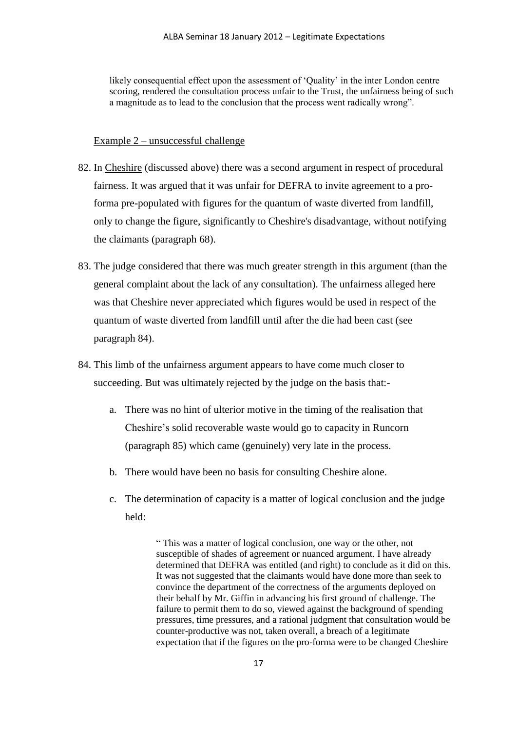likely consequential effect upon the assessment of 'Quality' in the inter London centre scoring, rendered the consultation process unfair to the Trust, the unfairness being of such a magnitude as to lead to the conclusion that the process went radically wrong".

Example 2 – unsuccessful challenge

82. In Cheshire (discussed above) there was a second argument in respect of procedural fairness. It was argued that it was unfair for DEFRA to invite agreement to a pro-forma pre-populated with figures for the quantum of waste diverted from landfill, only to change the figure, significantly to Cheshire's disadvantage, without notifying the claimants (paragraph 68).

83. The judge considered that there was much greater strength in this argument (than the general complaint about the lack of any consultation). The unfairness alleged here was that Cheshire never appreciated which figures would be used in respect of the quantum of waste diverted from landfill until after the die had been cast (see paragraph 84).

84. This limb of the unfairness argument appears to have come much closer to succeeding. But was ultimately rejected by the judge on the basis that:-

    a. There was no hint of ulterior motive in the timing of the realisation that Cheshire's solid recoverable waste would go to capacity in Runcorn (paragraph 85) which came (genuinely) very late in the process.

    b. There would have been no basis for consulting Cheshire alone.

    c. The determination of capacity is a matter of logical conclusion and the judge held:

    > " This was a matter of logical conclusion, one way or the other, not susceptible of shades of agreement or nuanced argument. I have already determined that DEFRA was entitled (and right) to conclude as it did on this. It was not suggested that the claimants would have done more than seek to convince the department of the correctness of the arguments deployed on their behalf by Mr. Giffin in advancing his first ground of challenge. The failure to permit them to do so, viewed against the background of spending pressures, time pressures, and a rational judgment that consultation would be counter-productive was not, taken overall, a breach of a legitimate expectation that if the figures on the pro-forma were to be changed Cheshire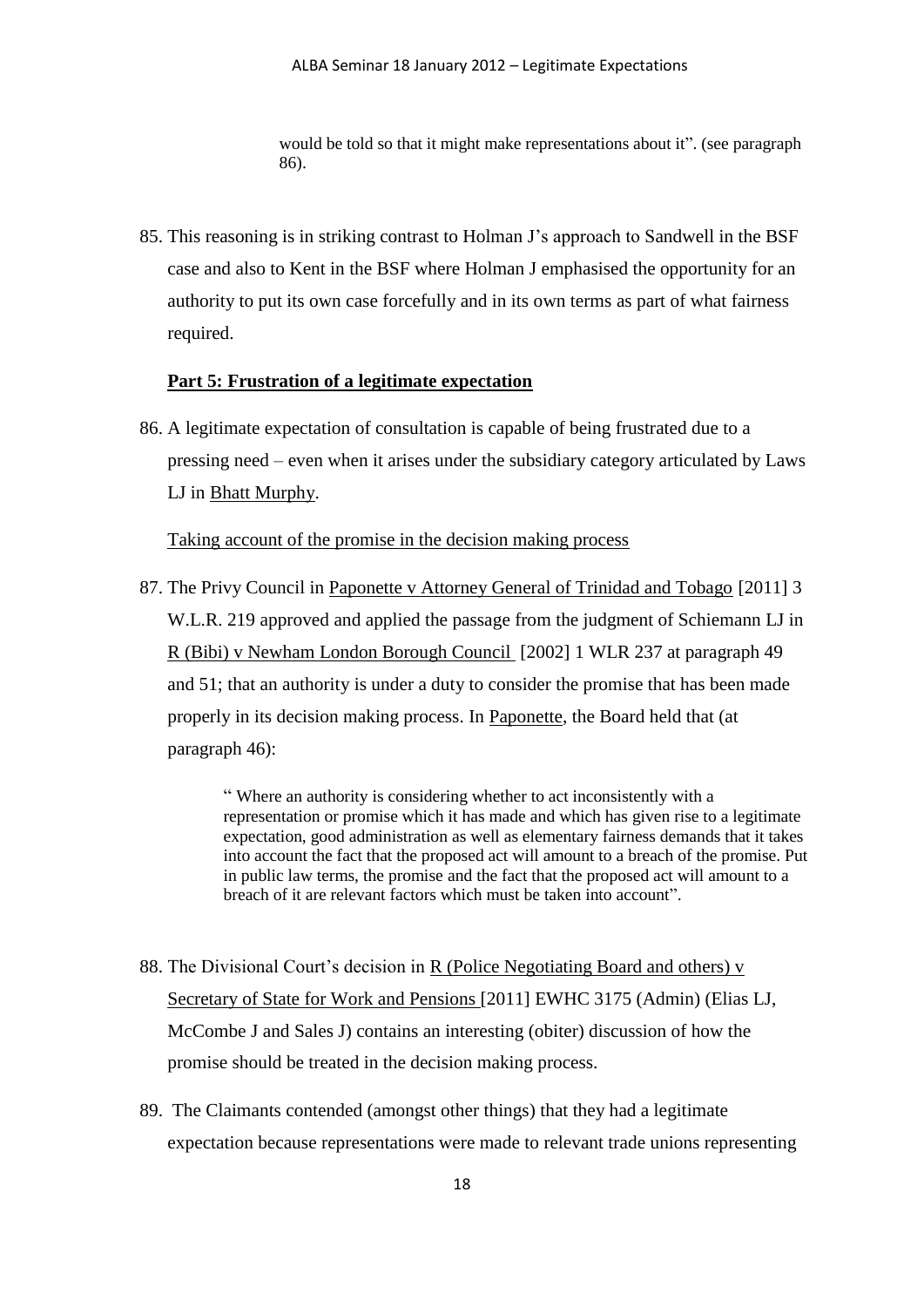> would be told so that it might make representations about it". (see paragraph 86).

85. This reasoning is in striking contrast to Holman J's approach to Sandwell in the BSF case and also to Kent in the BSF where Holman J emphasised the opportunity for an authority to put its own case forcefully and in its own terms as part of what fairness required.

**Part 5: Frustration of a legitimate expectation**

86. A legitimate expectation of consultation is capable of being frustrated due to a pressing need – even when it arises under the subsidiary category articulated by Laws LJ in Bhatt Murphy.

Taking account of the promise in the decision making process

87. The Privy Council in Paponette v Attorney General of Trinidad and Tobago [2011] 3 W.L.R. 219 approved and applied the passage from the judgment of Schiemann LJ in R (Bibi) v Newham London Borough Council [2002] 1 WLR 237 at paragraph 49 and 51; that an authority is under a duty to consider the promise that has been made properly in its decision making process. In Paponette, the Board held that (at paragraph 46):

> " Where an authority is considering whether to act inconsistently with a representation or promise which it has made and which has given rise to a legitimate expectation, good administration as well as elementary fairness demands that it takes into account the fact that the proposed act will amount to a breach of the promise. Put in public law terms, the promise and the fact that the proposed act will amount to a breach of it are relevant factors which must be taken into account".

88. The Divisional Court's decision in R (Police Negotiating Board and others) v Secretary of State for Work and Pensions [2011] EWHC 3175 (Admin) (Elias LJ, McCombe J and Sales J) contains an interesting (obiter) discussion of how the promise should be treated in the decision making process.

89. The Claimants contended (amongst other things) that they had a legitimate expectation because representations were made to relevant trade unions representing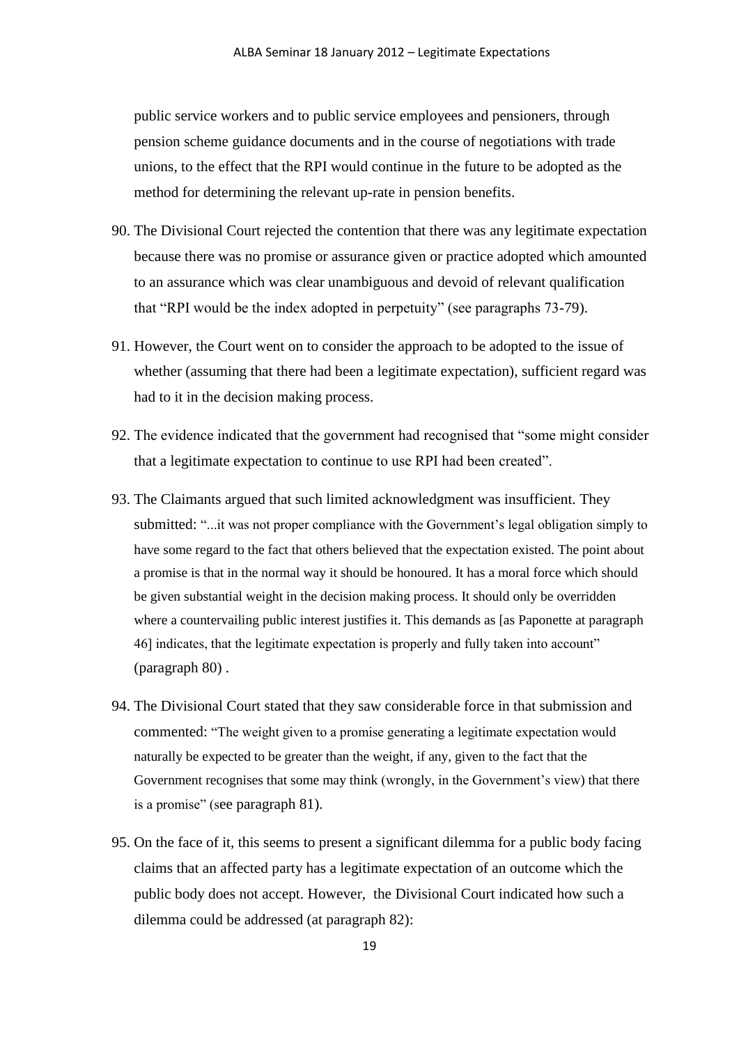public service workers and to public service employees and pensioners, through pension scheme guidance documents and in the course of negotiations with trade unions, to the effect that the RPI would continue in the future to be adopted as the method for determining the relevant up-rate in pension benefits.

90. The Divisional Court rejected the contention that there was any legitimate expectation because there was no promise or assurance given or practice adopted which amounted to an assurance which was clear unambiguous and devoid of relevant qualification that "RPI would be the index adopted in perpetuity" (see paragraphs 73-79).

91. However, the Court went on to consider the approach to be adopted to the issue of whether (assuming that there had been a legitimate expectation), sufficient regard was had to it in the decision making process.

92. The evidence indicated that the government had recognised that "some might consider that a legitimate expectation to continue to use RPI had been created".

93. The Claimants argued that such limited acknowledgment was insufficient. They submitted: "...it was not proper compliance with the Government's legal obligation simply to have some regard to the fact that others believed that the expectation existed. The point about a promise is that in the normal way it should be honoured. It has a moral force which should be given substantial weight in the decision making process. It should only be overridden where a countervailing public interest justifies it. This demands as [as Paponette at paragraph 46] indicates, that the legitimate expectation is properly and fully taken into account" (paragraph 80) .

94. The Divisional Court stated that they saw considerable force in that submission and commented: "The weight given to a promise generating a legitimate expectation would naturally be expected to be greater than the weight, if any, given to the fact that the Government recognises that some may think (wrongly, in the Government's view) that there is a promise" (see paragraph 81).

95. On the face of it, this seems to present a significant dilemma for a public body facing claims that an affected party has a legitimate expectation of an outcome which the public body does not accept. However, the Divisional Court indicated how such a dilemma could be addressed (at paragraph 82):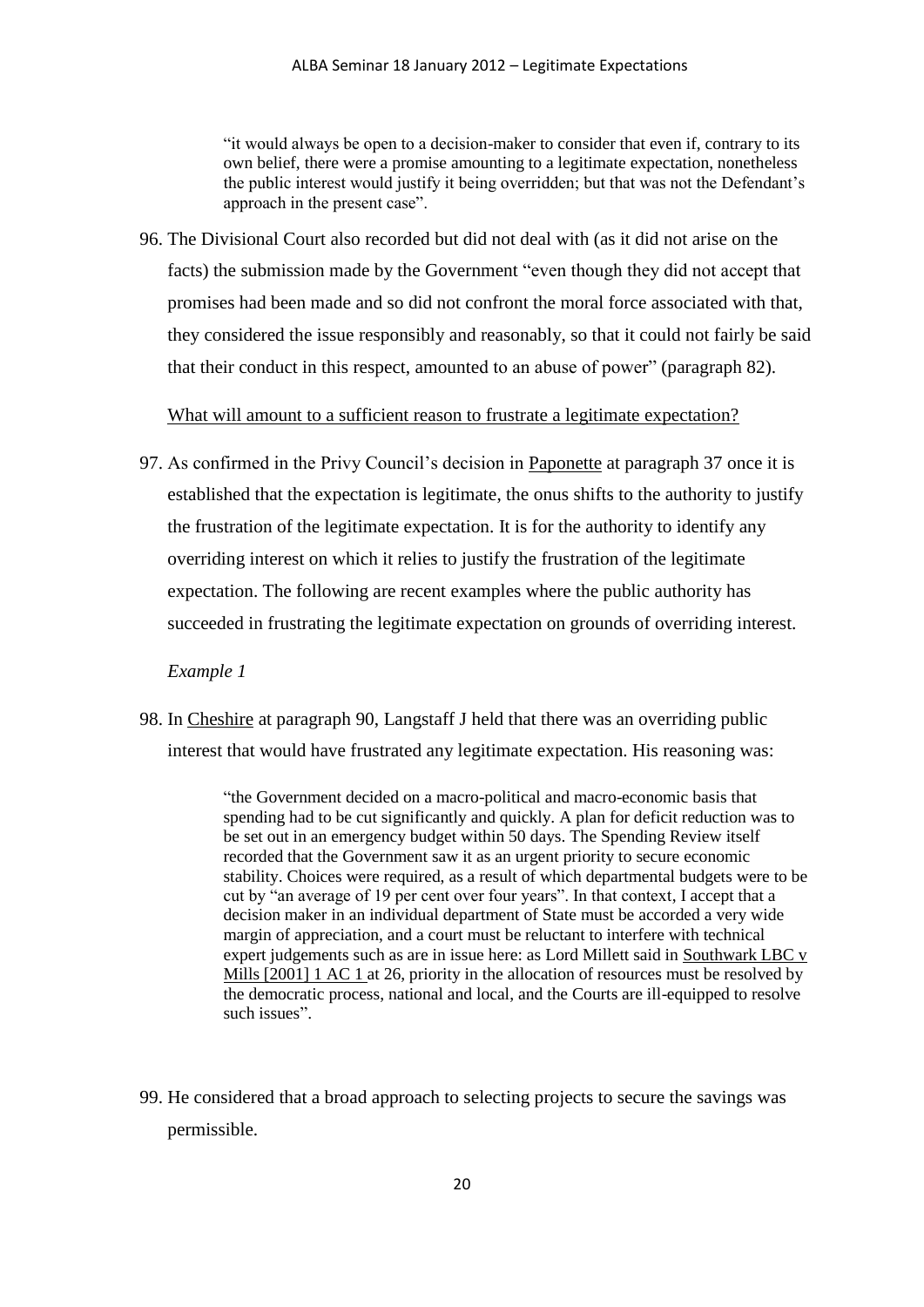> "it would always be open to a decision-maker to consider that even if, contrary to its own belief, there were a promise amounting to a legitimate expectation, nonetheless the public interest would justify it being overridden; but that was not the Defendant's approach in the present case".

96. The Divisional Court also recorded but did not deal with (as it did not arise on the facts) the submission made by the Government "even though they did not accept that promises had been made and so did not confront the moral force associated with that, they considered the issue responsibly and reasonably, so that it could not fairly be said that their conduct in this respect, amounted to an abuse of power" (paragraph 82).

<u>What will amount to a sufficient reason to frustrate a legitimate expectation?</u>

97. As confirmed in the Privy Council's decision in <u>Paponette</u> at paragraph 37 once it is established that the expectation is legitimate, the onus shifts to the authority to justify the frustration of the legitimate expectation. It is for the authority to identify any overriding interest on which it relies to justify the frustration of the legitimate expectation. The following are recent examples where the public authority has succeeded in frustrating the legitimate expectation on grounds of overriding interest.

*Example 1*

98. In <u>Cheshire</u> at paragraph 90, Langstaff J held that there was an overriding public interest that would have frustrated any legitimate expectation. His reasoning was:

> "the Government decided on a macro-political and macro-economic basis that spending had to be cut significantly and quickly. A plan for deficit reduction was to be set out in an emergency budget within 50 days. The Spending Review itself recorded that the Government saw it as an urgent priority to secure economic stability. Choices were required, as a result of which departmental budgets were to be cut by "an average of 19 per cent over four years". In that context, I accept that a decision maker in an individual department of State must be accorded a very wide margin of appreciation, and a court must be reluctant to interfere with technical expert judgements such as are in issue here: as Lord Millett said in <u>Southwark LBC v Mills [2001] 1 AC 1</u> at 26, priority in the allocation of resources must be resolved by the democratic process, national and local, and the Courts are ill-equipped to resolve such issues".

99. He considered that a broad approach to selecting projects to secure the savings was permissible.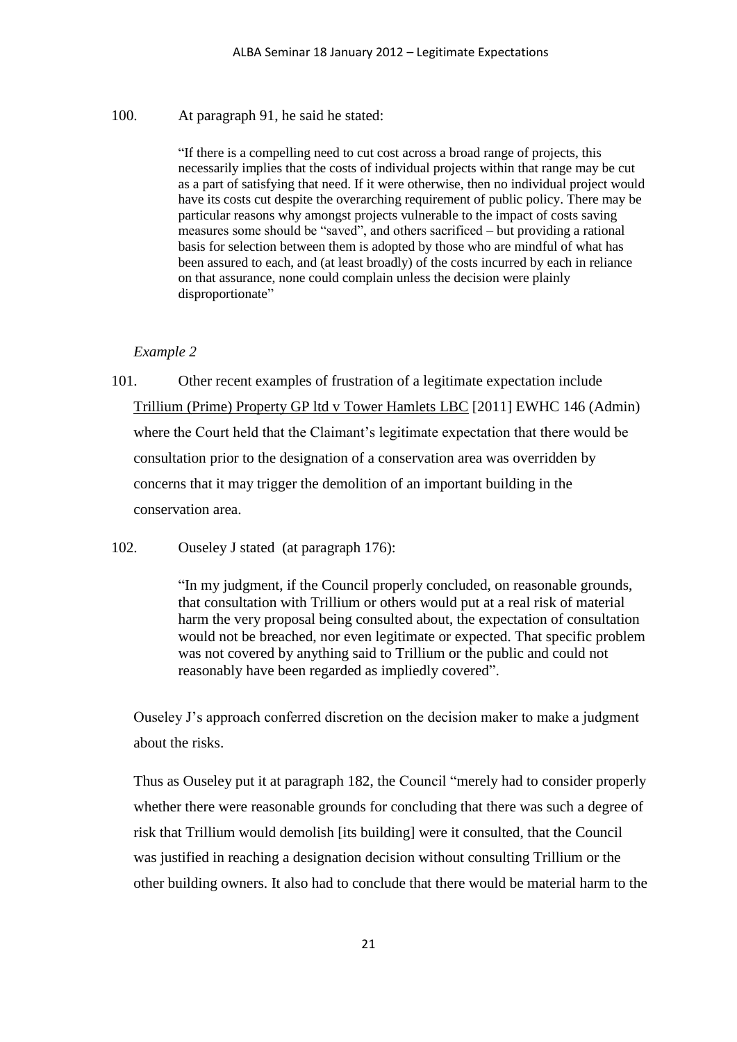100. At paragraph 91, he said he stated:

> "If there is a compelling need to cut cost across a broad range of projects, this necessarily implies that the costs of individual projects within that range may be cut as a part of satisfying that need. If it were otherwise, then no individual project would have its costs cut despite the overarching requirement of public policy. There may be particular reasons why amongst projects vulnerable to the impact of costs saving measures some should be "saved", and others sacrificed – but providing a rational basis for selection between them is adopted by those who are mindful of what has been assured to each, and (at least broadly) of the costs incurred by each in reliance on that assurance, none could complain unless the decision were plainly disproportionate"

*Example 2*

101. Other recent examples of frustration of a legitimate expectation include Trillium (Prime) Property GP ltd v Tower Hamlets LBC [2011] EWHC 146 (Admin) where the Court held that the Claimant's legitimate expectation that there would be consultation prior to the designation of a conservation area was overridden by concerns that it may trigger the demolition of an important building in the conservation area.

102. Ouseley J stated (at paragraph 176):

> "In my judgment, if the Council properly concluded, on reasonable grounds, that consultation with Trillium or others would put at a real risk of material harm the very proposal being consulted about, the expectation of consultation would not be breached, nor even legitimate or expected. That specific problem was not covered by anything said to Trillium or the public and could not reasonably have been regarded as impliedly covered".

Ouseley J's approach conferred discretion on the decision maker to make a judgment about the risks.

Thus as Ouseley put it at paragraph 182, the Council "merely had to consider properly whether there were reasonable grounds for concluding that there was such a degree of risk that Trillium would demolish [its building] were it consulted, that the Council was justified in reaching a designation decision without consulting Trillium or the other building owners. It also had to conclude that there would be material harm to the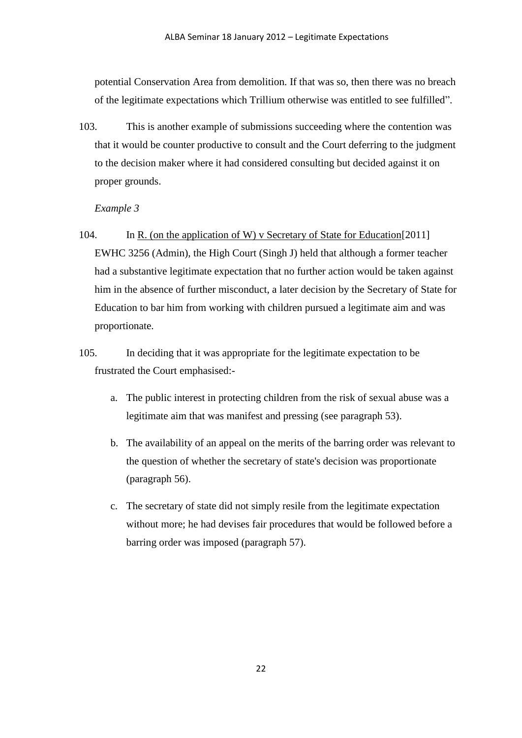potential Conservation Area from demolition. If that was so, then there was no breach of the legitimate expectations which Trillium otherwise was entitled to see fulfilled".

103. This is another example of submissions succeeding where the contention was that it would be counter productive to consult and the Court deferring to the judgment to the decision maker where it had considered consulting but decided against it on proper grounds.

*Example 3*

104. In R. (on the application of W) v Secretary of State for Education[2011] EWHC 3256 (Admin), the High Court (Singh J) held that although a former teacher had a substantive legitimate expectation that no further action would be taken against him in the absence of further misconduct, a later decision by the Secretary of State for Education to bar him from working with children pursued a legitimate aim and was proportionate.

105. In deciding that it was appropriate for the legitimate expectation to be frustrated the Court emphasised:-

a. The public interest in protecting children from the risk of sexual abuse was a legitimate aim that was manifest and pressing (see paragraph 53).

b. The availability of an appeal on the merits of the barring order was relevant to the question of whether the secretary of state's decision was proportionate (paragraph 56).

c. The secretary of state did not simply resile from the legitimate expectation without more; he had devises fair procedures that would be followed before a barring order was imposed (paragraph 57).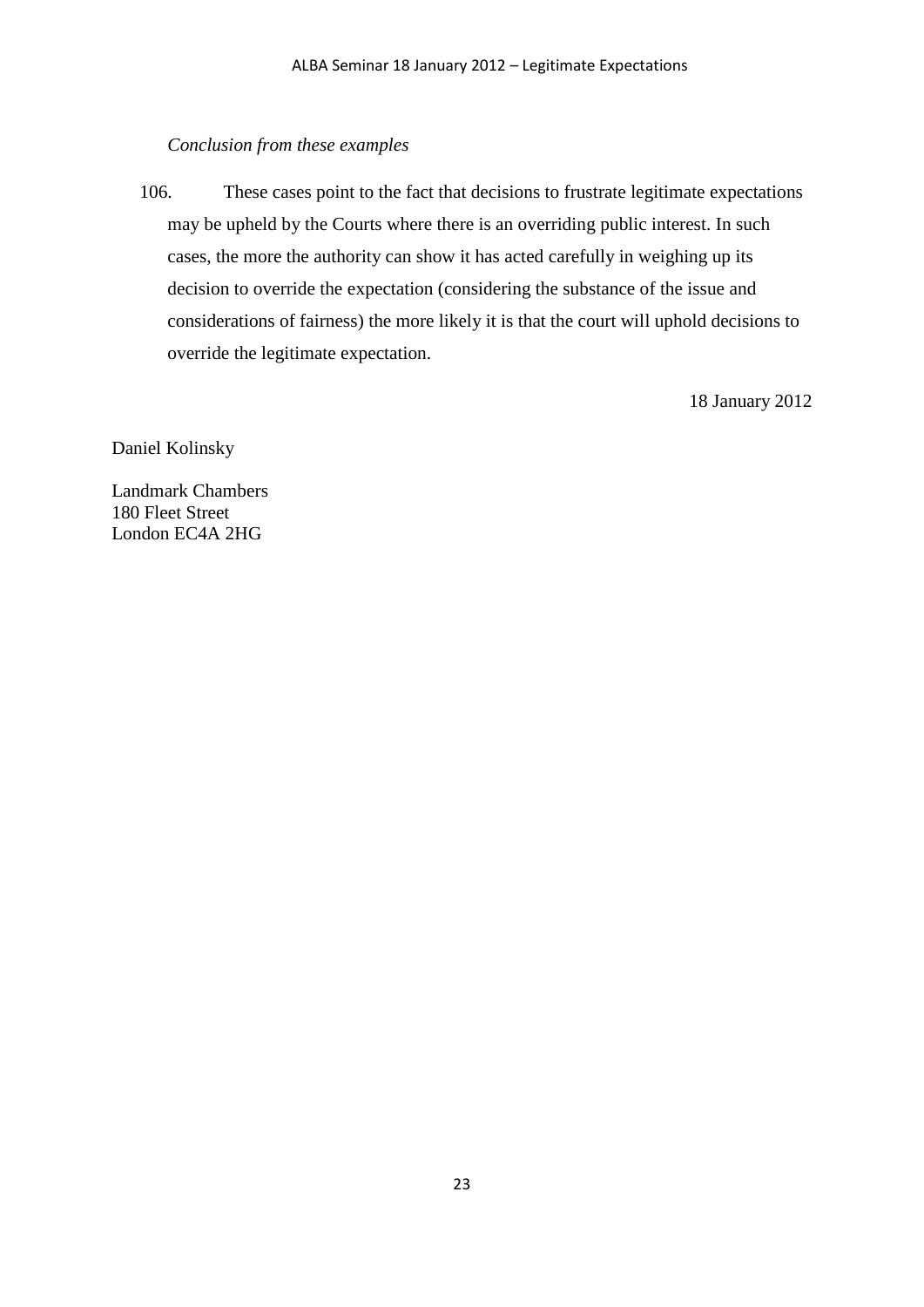*Conclusion from these examples*

106. These cases point to the fact that decisions to frustrate legitimate expectations may be upheld by the Courts where there is an overriding public interest. In such cases, the more the authority can show it has acted carefully in weighing up its decision to override the expectation (considering the substance of the issue and considerations of fairness) the more likely it is that the court will uphold decisions to override the legitimate expectation.

18 January 2012

Daniel Kolinsky

Landmark Chambers
180 Fleet Street
London EC4A 2HG